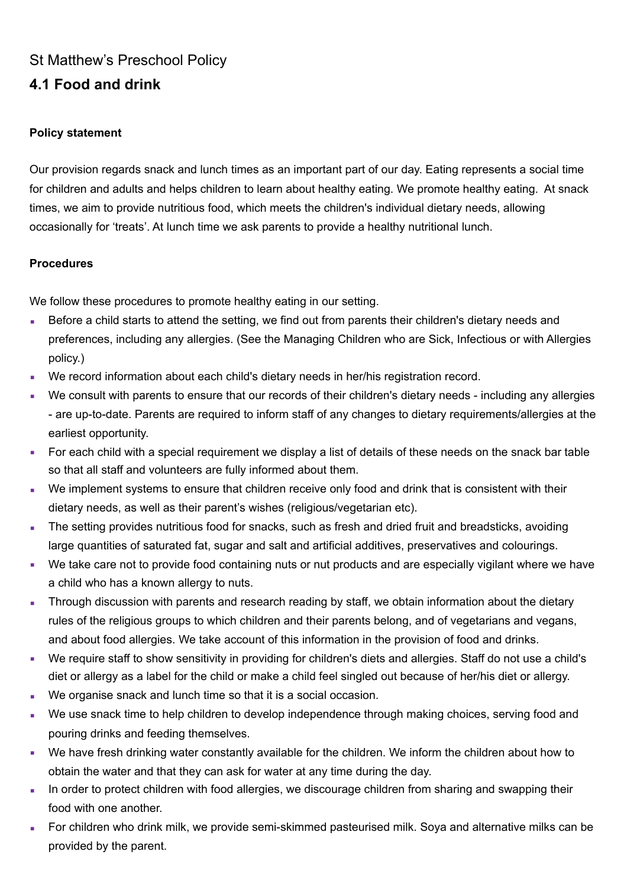St Matthew's Preschool Policy

# 4.1 Food and drink

**Policy statement**

Our provision regards snack and lunch times as an important part of our day. Eating represents a social time for children and adults and helps children to learn about healthy eating. We promote healthy eating. At snack times, we aim to provide nutritious food, which meets the children's individual dietary needs, allowing occasionally for 'treats'. At lunch time we ask parents to provide a healthy nutritional lunch.

**Procedures**

We follow these procedures to promote healthy eating in our setting.

- Before a child starts to attend the setting, we find out from parents their children's dietary needs and preferences, including any allergies. (See the Managing Children who are Sick, Infectious or with Allergies policy.)
- We record information about each child's dietary needs in her/his registration record.
- We consult with parents to ensure that our records of their children's dietary needs - including any allergies - are up-to-date. Parents are required to inform staff of any changes to dietary requirements/allergies at the earliest opportunity.
- For each child with a special requirement we display a list of details of these needs on the snack bar table so that all staff and volunteers are fully informed about them.
- We implement systems to ensure that children receive only food and drink that is consistent with their dietary needs, as well as their parent's wishes (religious/vegetarian etc).
- The setting provides nutritious food for snacks, such as fresh and dried fruit and breadsticks, avoiding large quantities of saturated fat, sugar and salt and artificial additives, preservatives and colourings.
- We take care not to provide food containing nuts or nut products and are especially vigilant where we have a child who has a known allergy to nuts.
- Through discussion with parents and research reading by staff, we obtain information about the dietary rules of the religious groups to which children and their parents belong, and of vegetarians and vegans, and about food allergies. We take account of this information in the provision of food and drinks.
- We require staff to show sensitivity in providing for children's diets and allergies. Staff do not use a child's diet or allergy as a label for the child or make a child feel singled out because of her/his diet or allergy.
- We organise snack and lunch time so that it is a social occasion.
- We use snack time to help children to develop independence through making choices, serving food and pouring drinks and feeding themselves.
- We have fresh drinking water constantly available for the children. We inform the children about how to obtain the water and that they can ask for water at any time during the day.
- In order to protect children with food allergies, we discourage children from sharing and swapping their food with one another.
- For children who drink milk, we provide semi-skimmed pasteurised milk. Soya and alternative milks can be provided by the parent.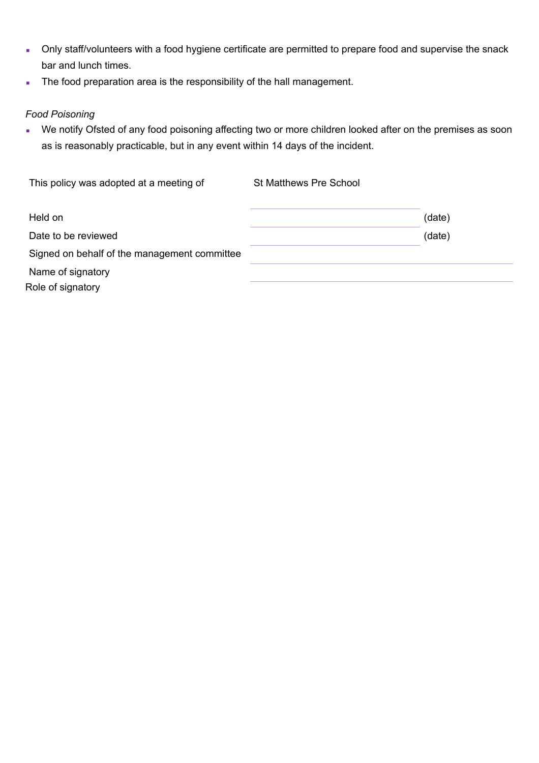- Only staff/volunteers with a food hygiene certificate are permitted to prepare food and supervise the snack bar and lunch times.
- The food preparation area is the responsibility of the hall management.

*Food Poisoning*

- We notify Ofsted of any food poisoning affecting two or more children looked after on the premises as soon as is reasonably practicable, but in any event within 14 days of the incident.

| | | |
|---|---|---|
| This policy was adopted at a meeting of | St Matthews Pre School | |
| Held on | | (date) |
| Date to be reviewed | | (date) |
| Signed on behalf of the management committee | | |
| Name of signatory | | |
| Role of signatory | | |